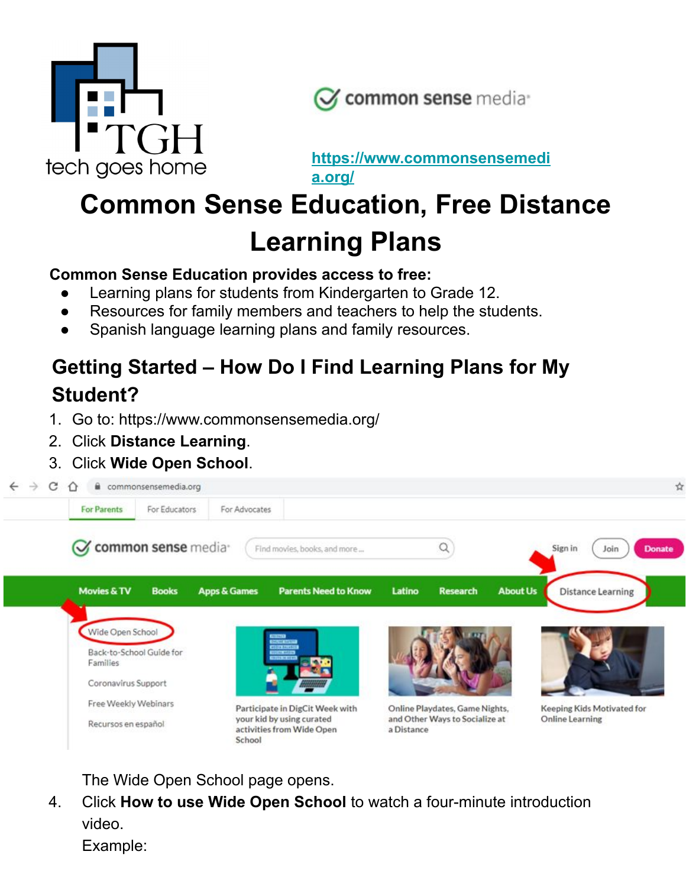tech goes home

common sense media

https://www.commonsensemedia.org/

# Common Sense Education, Free Distance Learning Plans

**Common Sense Education provides access to free:**

- Learning plans for students from Kindergarten to Grade 12.
- Resources for family members and teachers to help the students.
- Spanish language learning plans and family resources.

## Getting Started – How Do I Find Learning Plans for My Student?

1. Go to: https://www.commonsensemedia.org/
2. Click **Distance Learning**.
3. Click **Wide Open School**.

   The Wide Open School page opens.
4. Click **How to use Wide Open School** to watch a four-minute introduction video.

   Example: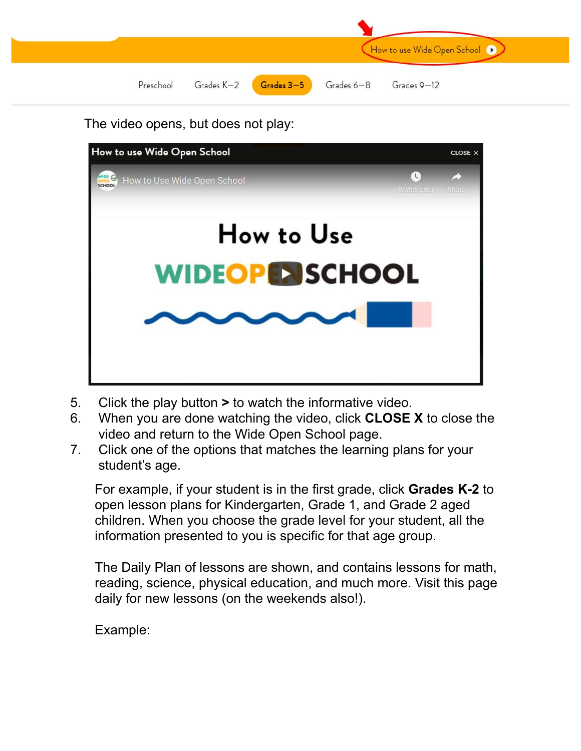The video opens, but does not play:

5. Click the play button **>** to watch the informative video.
6. When you are done watching the video, click **CLOSE X** to close the video and return to the Wide Open School page.
7. Click one of the options that matches the learning plans for your student's age.

   For example, if your student is in the first grade, click **Grades K-2** to open lesson plans for Kindergarten, Grade 1, and Grade 2 aged children. When you choose the grade level for your student, all the information presented to you is specific for that age group.

   The Daily Plan of lessons are shown, and contains lessons for math, reading, science, physical education, and much more. Visit this page daily for new lessons (on the weekends also!).

   Example: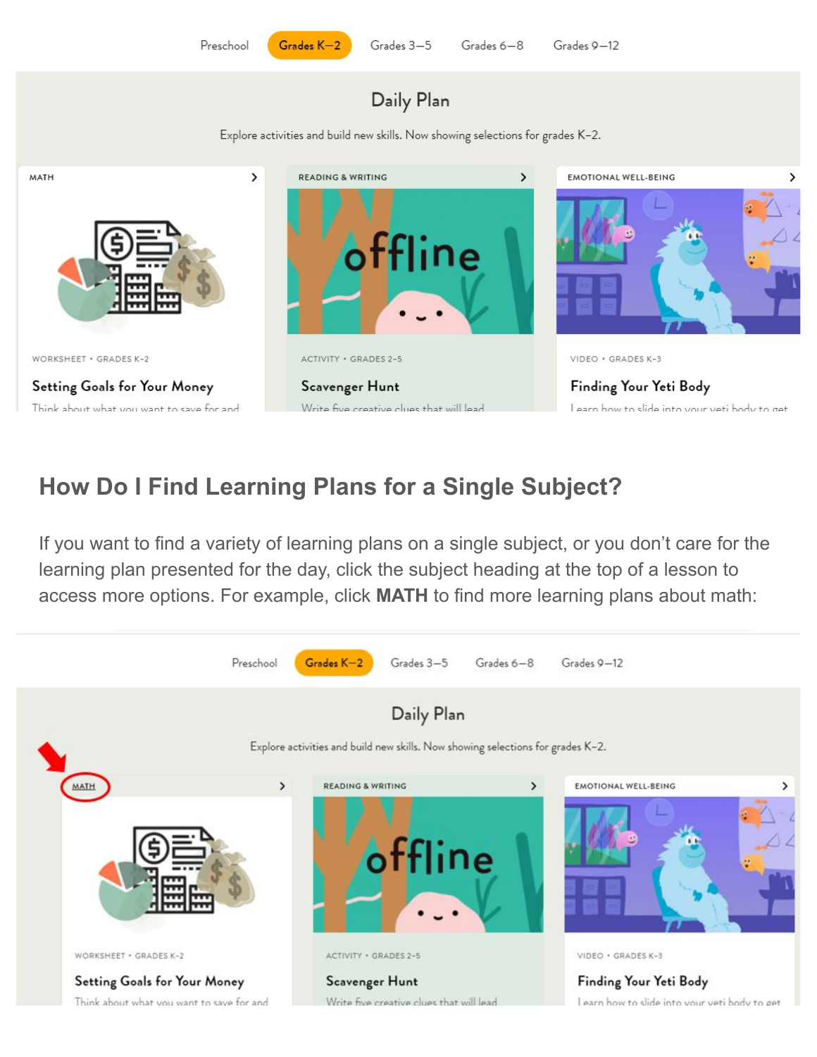Preschool | Grades K–2 | Grades 3–5 | Grades 6–8 | Grades 9–12

Daily Plan

Explore activities and build new skills. Now showing selections for grades K–2.

MATH

WORKSHEET • GRADES K-2

Setting Goals for Your Money

Think about what you want to save for and

READING & WRITING

offline

ACTIVITY • GRADES 2-5

Scavenger Hunt

Write five creative clues that will lead

EMOTIONAL WELL-BEING

VIDEO • GRADES K-3

Finding Your Yeti Body

Learn how to slide into your yeti body to get

## How Do I Find Learning Plans for a Single Subject?

If you want to find a variety of learning plans on a single subject, or you don't care for the learning plan presented for the day, click the subject heading at the top of a lesson to access more options. For example, click **MATH** to find more learning plans about math:

Preschool | Grades K–2 | Grades 3–5 | Grades 6–8 | Grades 9–12

Daily Plan

Explore activities and build new skills. Now showing selections for grades K–2.

MATH

WORKSHEET • GRADES K-2

Setting Goals for Your Money

Think about what you want to save for and

READING & WRITING

offline

ACTIVITY • GRADES 2-5

Scavenger Hunt

Write five creative clues that will lead

EMOTIONAL WELL-BEING

VIDEO • GRADES K-3

Finding Your Yeti Body

Learn how to slide into your yeti body to get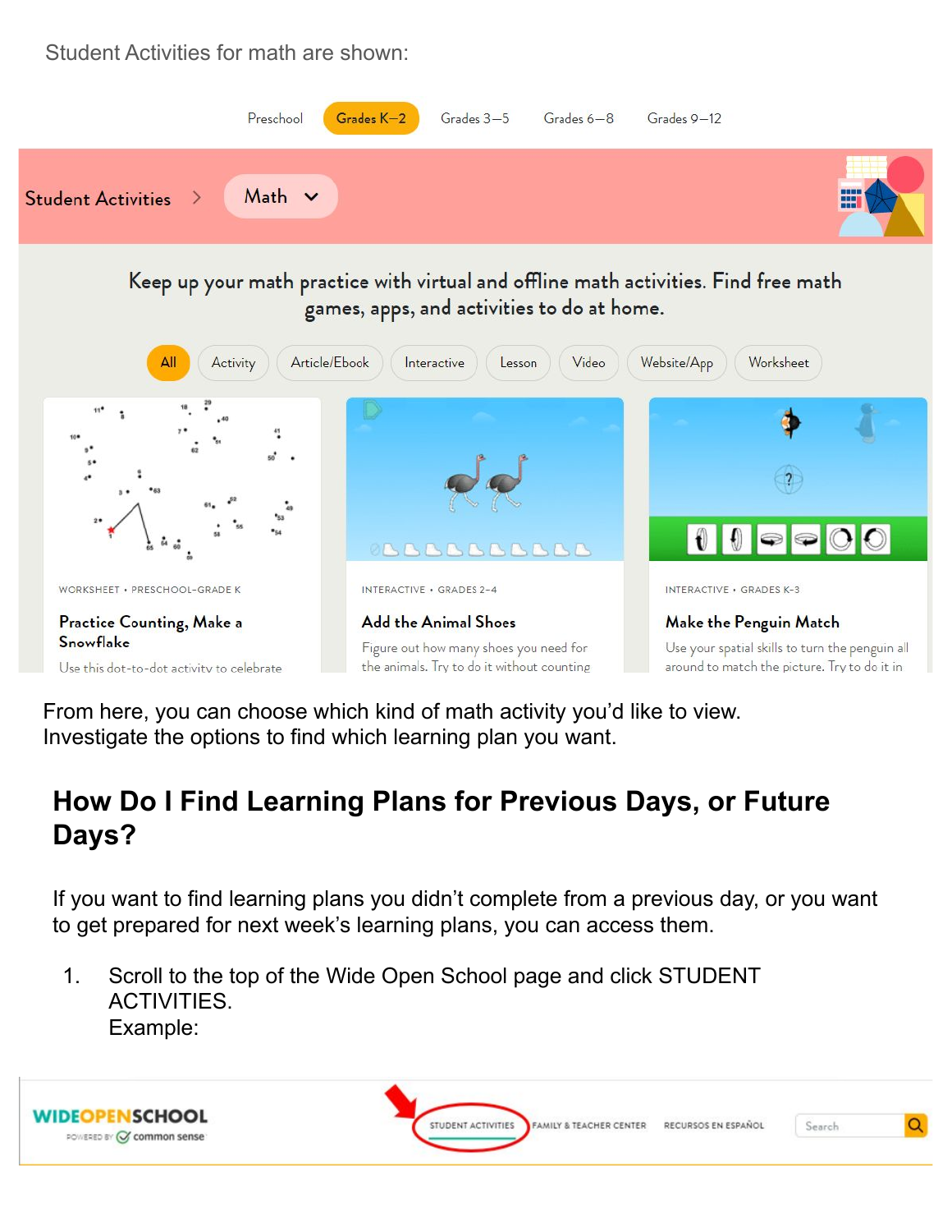Student Activities for math are shown:

From here, you can choose which kind of math activity you'd like to view. Investigate the options to find which learning plan you want.

## How Do I Find Learning Plans for Previous Days, or Future Days?

If you want to find learning plans you didn't complete from a previous day, or you want to get prepared for next week's learning plans, you can access them.

1. Scroll to the top of the Wide Open School page and click STUDENT ACTIVITIES.
   Example: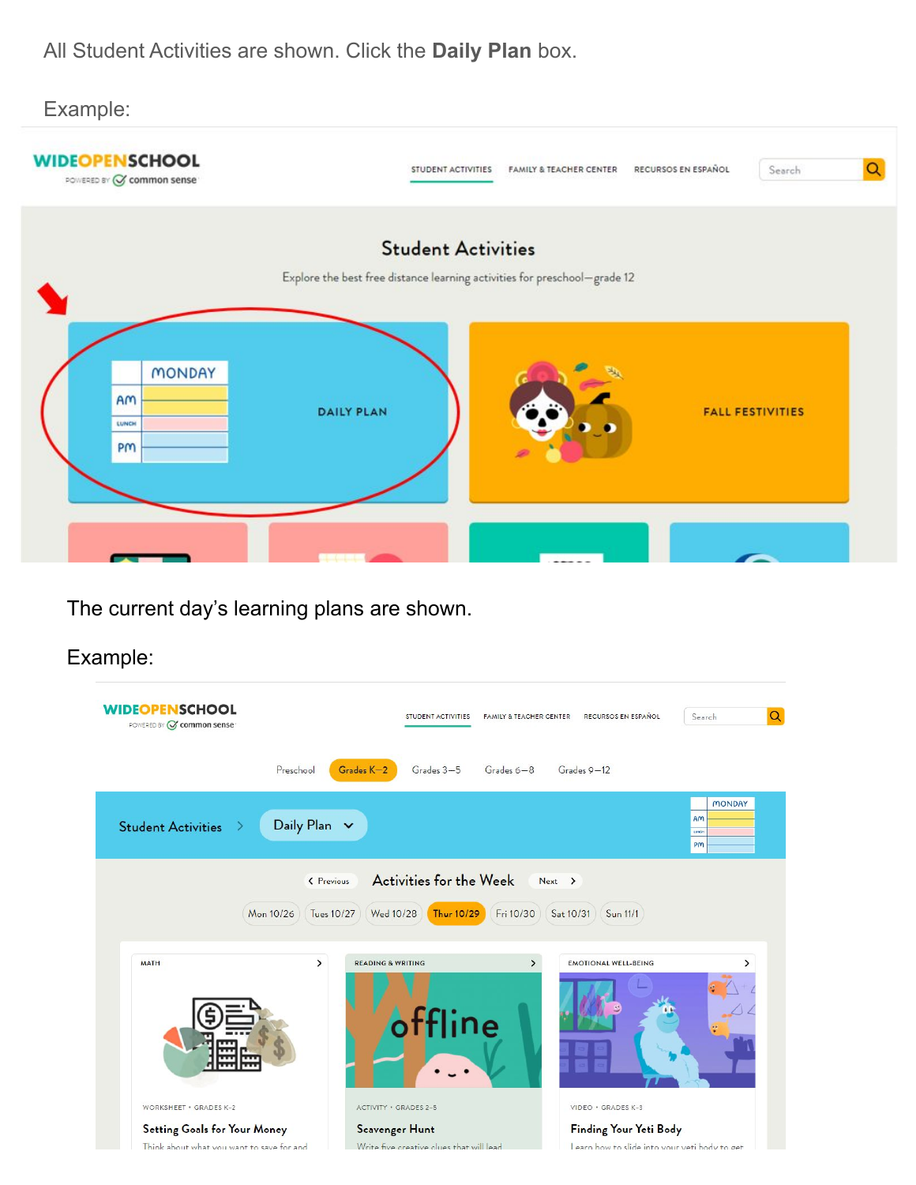All Student Activities are shown. Click the **Daily Plan** box.

Example:

The current day's learning plans are shown.

Example: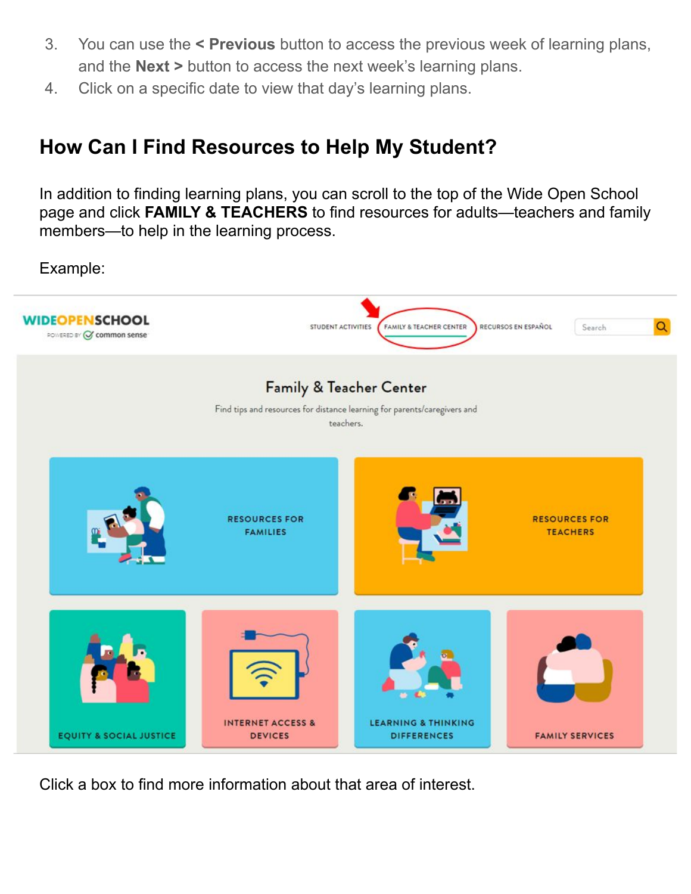3. You can use the **< Previous** button to access the previous week of learning plans, and the **Next >** button to access the next week's learning plans.
4. Click on a specific date to view that day's learning plans.

## How Can I Find Resources to Help My Student?

In addition to finding learning plans, you can scroll to the top of the Wide Open School page and click **FAMILY & TEACHERS** to find resources for adults—teachers and family members—to help in the learning process.

Example:

Click a box to find more information about that area of interest.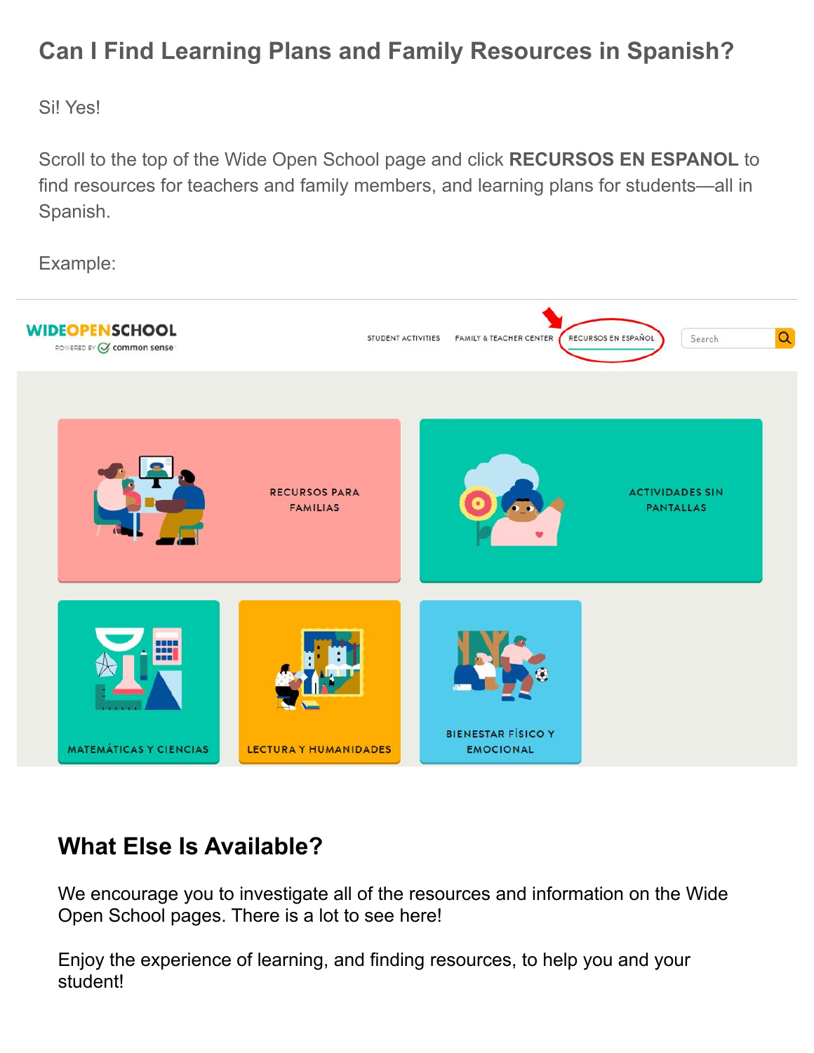## Can I Find Learning Plans and Family Resources in Spanish?

Si! Yes!

Scroll to the top of the Wide Open School page and click **RECURSOS EN ESPANOL** to find resources for teachers and family members, and learning plans for students—all in Spanish.

Example:

WIDEOPENSCHOOL
POWERED BY common sense

STUDENT ACTIVITIES
FAMILY & TEACHER CENTER
RECURSOS EN ESPAÑOL
Search

RECURSOS PARA FAMILIAS
ACTIVIDADES SIN PANTALLAS
MATEMÁTICAS Y CIENCIAS
LECTURA Y HUMANIDADES
BIENESTAR FÍSICO Y EMOCIONAL

## What Else Is Available?

We encourage you to investigate all of the resources and information on the Wide Open School pages. There is a lot to see here!

Enjoy the experience of learning, and finding resources, to help you and your student!